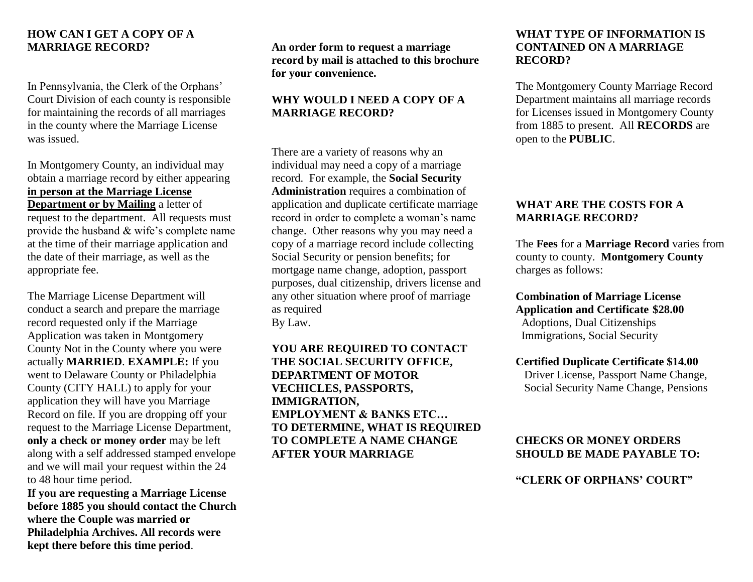## HOW CAN I GET A COPY OF A MARRIAGE RECORD?

In Pennsylvania, the Clerk of the Orphans' Court Division of each county is responsible for maintaining the records of all marriages in the county where the Marriage License was issued.

In Montgomery County, an individual may obtain a marriage record by either appearing **in person at the Marriage License Department or by Mailing** a letter of request to the department. All requests must provide the husband & wife's complete name at the time of their marriage application and the date of their marriage, as well as the appropriate fee.

The Marriage License Department will conduct a search and prepare the marriage record requested only if the Marriage Application was taken in Montgomery County Not in the County where you were actually **MARRIED**. **EXAMPLE:** If you went to Delaware County or Philadelphia County (CITY HALL) to apply for your application they will have you Marriage Record on file. If you are dropping off your request to the Marriage License Department, **only a check or money order** may be left along with a self addressed stamped envelope and we will mail your request within the 24 to 48 hour time period.

**If you are requesting a Marriage License before 1885 you should contact the Church where the Couple was married or Philadelphia Archives. All records were kept there before this time period**.

**An order form to request a marriage record by mail is attached to this brochure for your convenience.**

## WHY WOULD I NEED A COPY OF A MARRIAGE RECORD?

There are a variety of reasons why an individual may need a copy of a marriage record. For example, the **Social Security Administration** requires a combination of application and duplicate certificate marriage record in order to complete a woman's name change. Other reasons why you may need a copy of a marriage record include collecting Social Security or pension benefits; for mortgage name change, adoption, passport purposes, dual citizenship, drivers license and any other situation where proof of marriage as required
By Law.

**YOU ARE REQUIRED TO CONTACT THE SOCIAL SECURITY OFFICE, DEPARTMENT OF MOTOR VECHICLES, PASSPORTS, IMMIGRATION, EMPLOYMENT & BANKS ETC… TO DETERMINE, WHAT IS REQUIRED TO COMPLETE A NAME CHANGE AFTER YOUR MARRIAGE**

## WHAT TYPE OF INFORMATION IS CONTAINED ON A MARRIAGE RECORD?

The Montgomery County Marriage Record Department maintains all marriage records for Licenses issued in Montgomery County from 1885 to present. All **RECORDS** are open to the **PUBLIC**.

## WHAT ARE THE COSTS FOR A MARRIAGE RECORD?

The **Fees** for a **Marriage Record** varies from county to county. **Montgomery County** charges as follows:

**Combination of Marriage License Application and Certificate $28.00**
Adoptions, Dual Citizenships
Immigrations, Social Security

**Certified Duplicate Certificate $14.00**
Driver License, Passport Name Change,
Social Security Name Change, Pensions

**CHECKS OR MONEY ORDERS SHOULD BE MADE PAYABLE TO:**

**"CLERK OF ORPHANS' COURT"**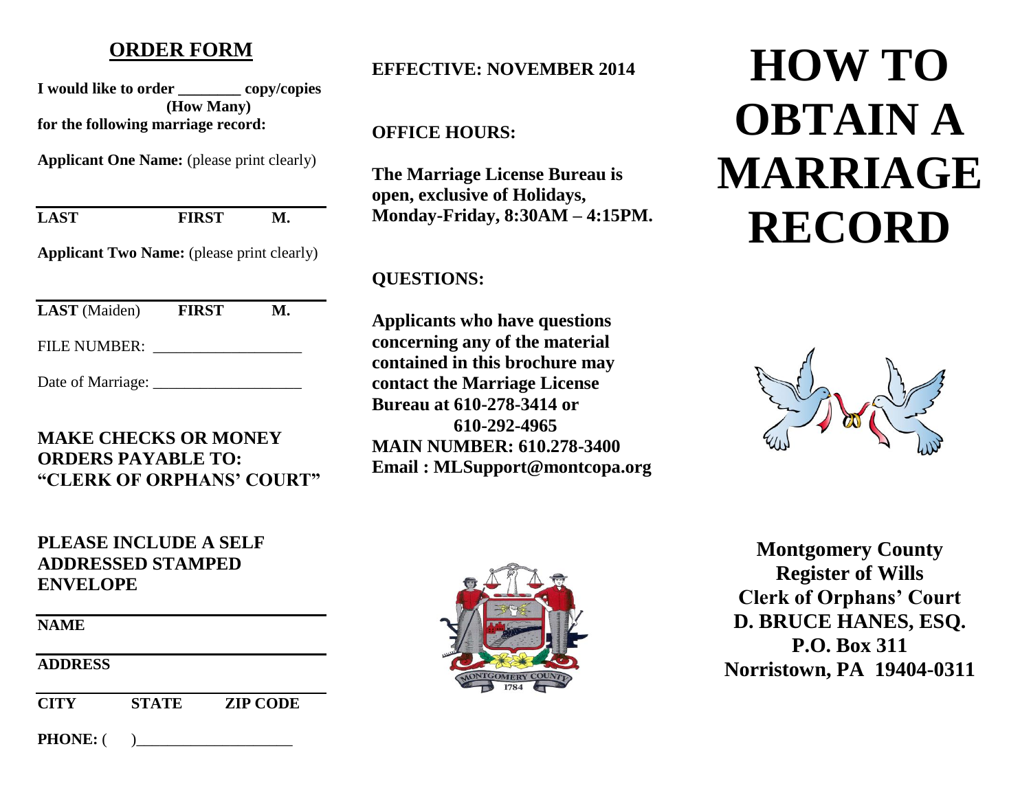## ORDER FORM

**I would like to order ________ copy/copies**
**(How Many)**
**for the following marriage record:**

**Applicant One Name:** (please print clearly)

**LAST** **FIRST** **M.**

**Applicant Two Name:** (please print clearly)

**LAST** (Maiden) **FIRST** **M.**

FILE NUMBER: ___________________

Date of Marriage: ___________________

**MAKE CHECKS OR MONEY ORDERS PAYABLE TO: "CLERK OF ORPHANS' COURT"**

**PLEASE INCLUDE A SELF ADDRESSED STAMPED ENVELOPE**

**NAME**

**ADDRESS**

**CITY** **STATE** **ZIP CODE**

**PHONE:** ( )____________________

**EFFECTIVE: NOVEMBER 2014**

**OFFICE HOURS:**

**The Marriage License Bureau is open, exclusive of Holidays, Monday-Friday, 8:30AM – 4:15PM.**

**QUESTIONS:**

**Applicants who have questions concerning any of the material contained in this brochure may contact the Marriage License Bureau at 610-278-3414 or 610-292-4965**
**MAIN NUMBER: 610.278-3400**
**Email : MLSupport@montcopa.org**

# HOW TO OBTAIN A MARRIAGE RECORD

**Montgomery County**
**Register of Wills**
**Clerk of Orphans' Court**
**D. BRUCE HANES, ESQ.**
**P.O. Box 311**
**Norristown, PA 19404-0311**